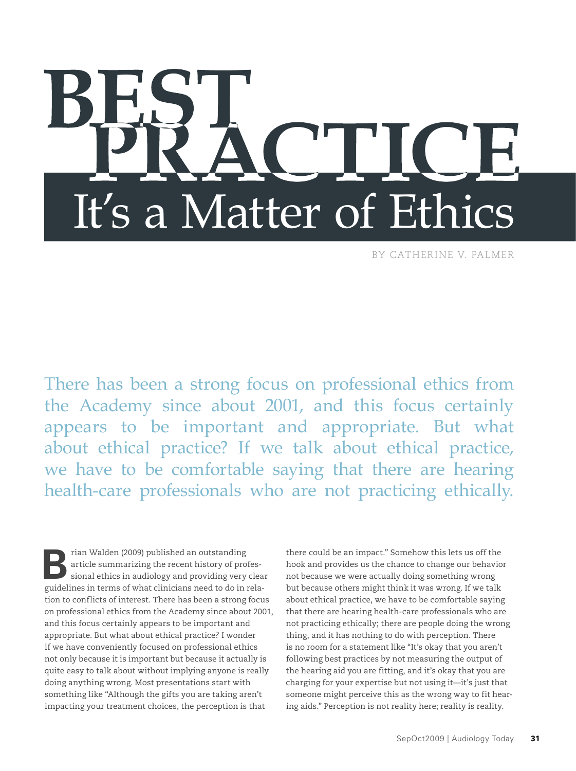# BEST PRACTICE

## It's a Matter of Ethics

BY CATHERINE V. PALMER

There has been a strong focus on professional ethics from the Academy since about 2001, and this focus certainly appears to be important and appropriate. But what about ethical practice? If we talk about ethical practice, we have to be comfortable saying that there are hearing health-care professionals who are not practicing ethically.

Brian Walden (2009) published an outstanding article summarizing the recent history of professional ethics in audiology and providing very clear guidelines in terms of what clinicians need to do in relation to conflicts of interest. There has been a strong focus on professional ethics from the Academy since about 2001, and this focus certainly appears to be important and appropriate. But what about ethical practice? I wonder if we have conveniently focused on professional ethics not only because it is important but because it actually is quite easy to talk about without implying anyone is really doing anything wrong. Most presentations start with something like "Although the gifts you are taking aren't impacting your treatment choices, the perception is that there could be an impact." Somehow this lets us off the hook and provides us the chance to change our behavior not because we were actually doing something wrong but because others might think it was wrong. If we talk about ethical practice, we have to be comfortable saying that there are hearing health-care professionals who are not practicing ethically; there are people doing the wrong thing, and it has nothing to do with perception. There is no room for a statement like "It's okay that you aren't following best practices by not measuring the output of the hearing aid you are fitting, and it's okay that you are charging for your expertise but not using it—it's just that someone might perceive this as the wrong way to fit hearing aids." Perception is not reality here; reality is reality.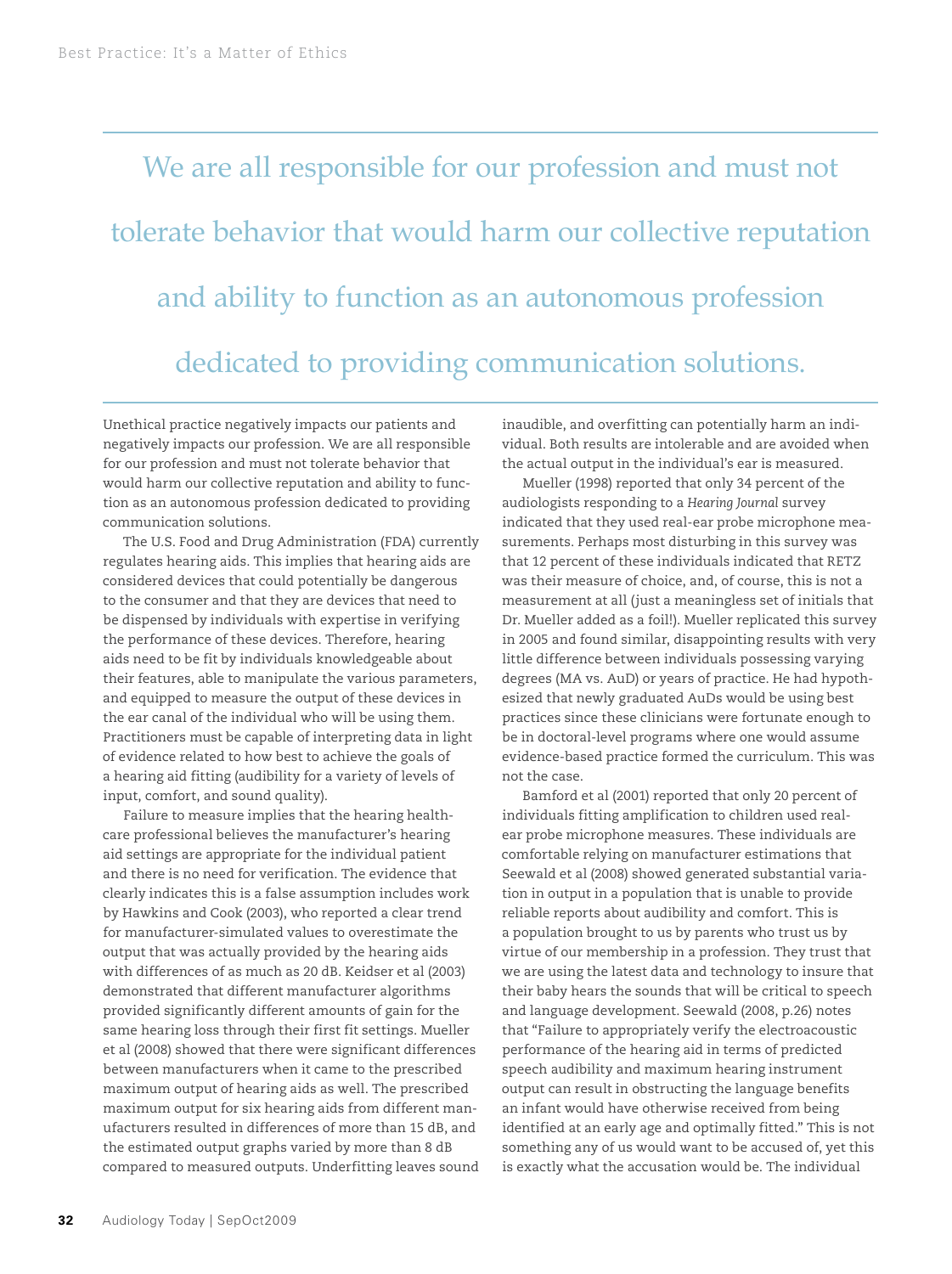> We are all responsible for our profession and must not tolerate behavior that would harm our collective reputation and ability to function as an autonomous profession dedicated to providing communication solutions.

Unethical practice negatively impacts our patients and negatively impacts our profession. We are all responsible for our profession and must not tolerate behavior that would harm our collective reputation and ability to function as an autonomous profession dedicated to providing communication solutions.

The U.S. Food and Drug Administration (FDA) currently regulates hearing aids. This implies that hearing aids are considered devices that could potentially be dangerous to the consumer and that they are devices that need to be dispensed by individuals with expertise in verifying the performance of these devices. Therefore, hearing aids need to be fit by individuals knowledgeable about their features, able to manipulate the various parameters, and equipped to measure the output of these devices in the ear canal of the individual who will be using them. Practitioners must be capable of interpreting data in light of evidence related to how best to achieve the goals of a hearing aid fitting (audibility for a variety of levels of input, comfort, and sound quality).

Failure to measure implies that the hearing healthcare professional believes the manufacturer's hearing aid settings are appropriate for the individual patient and there is no need for verification. The evidence that clearly indicates this is a false assumption includes work by Hawkins and Cook (2003), who reported a clear trend for manufacturer-simulated values to overestimate the output that was actually provided by the hearing aids with differences of as much as 20 dB. Keidser et al (2003) demonstrated that different manufacturer algorithms provided significantly different amounts of gain for the same hearing loss through their first fit settings. Mueller et al (2008) showed that there were significant differences between manufacturers when it came to the prescribed maximum output of hearing aids as well. The prescribed maximum output for six hearing aids from different manufacturers resulted in differences of more than 15 dB, and the estimated output graphs varied by more than 8 dB compared to measured outputs. Underfitting leaves sound inaudible, and overfitting can potentially harm an individual. Both results are intolerable and are avoided when the actual output in the individual's ear is measured.

Mueller (1998) reported that only 34 percent of the audiologists responding to a *Hearing Journal* survey indicated that they used real-ear probe microphone measurements. Perhaps most disturbing in this survey was that 12 percent of these individuals indicated that RETZ was their measure of choice, and, of course, this is not a measurement at all (just a meaningless set of initials that Dr. Mueller added as a foil!). Mueller replicated this survey in 2005 and found similar, disappointing results with very little difference between individuals possessing varying degrees (MA vs. AuD) or years of practice. He had hypothesized that newly graduated AuDs would be using best practices since these clinicians were fortunate enough to be in doctoral-level programs where one would assume evidence-based practice formed the curriculum. This was not the case.

Bamford et al (2001) reported that only 20 percent of individuals fitting amplification to children used real-ear probe microphone measures. These individuals are comfortable relying on manufacturer estimations that Seewald et al (2008) showed generated substantial variation in output in a population that is unable to provide reliable reports about audibility and comfort. This is a population brought to us by parents who trust us by virtue of our membership in a profession. They trust that we are using the latest data and technology to insure that their baby hears the sounds that will be critical to speech and language development. Seewald (2008, p.26) notes that "Failure to appropriately verify the electroacoustic performance of the hearing aid in terms of predicted speech audibility and maximum hearing instrument output can result in obstructing the language benefits an infant would have otherwise received from being identified at an early age and optimally fitted." This is not something any of us would want to be accused of, yet this is exactly what the accusation would be. The individual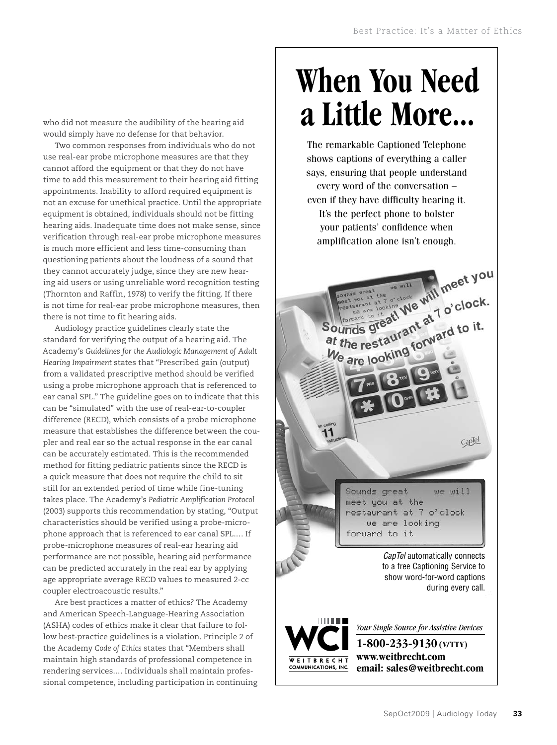who did not measure the audibility of the hearing aid would simply have no defense for that behavior.

Two common responses from individuals who do not use real-ear probe microphone measures are that they cannot afford the equipment or that they do not have time to add this measurement to their hearing aid fitting appointments. Inability to afford required equipment is not an excuse for unethical practice. Until the appropriate equipment is obtained, individuals should not be fitting hearing aids. Inadequate time does not make sense, since verification through real-ear probe microphone measures is much more efficient and less time-consuming than questioning patients about the loudness of a sound that they cannot accurately judge, since they are new hearing aid users or using unreliable word recognition testing (Thornton and Raffin, 1978) to verify the fitting. If there is not time for real-ear probe microphone measures, then there is not time to fit hearing aids.

Audiology practice guidelines clearly state the standard for verifying the output of a hearing aid. The Academy's *Guidelines for the Audiologic Management of Adult Hearing Impairment* states that "Prescribed gain (output) from a validated prescriptive method should be verified using a probe microphone approach that is referenced to ear canal SPL." The guideline goes on to indicate that this can be "simulated" with the use of real-ear-to-coupler difference (RECD), which consists of a probe microphone measure that establishes the difference between the coupler and real ear so the actual response in the ear canal can be accurately estimated. This is the recommended method for fitting pediatric patients since the RECD is a quick measure that does not require the child to sit still for an extended period of time while fine-tuning takes place. The Academy's *Pediatric Amplification Protocol* (2003) supports this recommendation by stating, "Output characteristics should be verified using a probe-microphone approach that is referenced to ear canal SPL.... If probe-microphone measures of real-ear hearing aid performance are not possible, hearing aid performance can be predicted accurately in the real ear by applying age appropriate average RECD values to measured 2-cc coupler electroacoustic results."

Are best practices a matter of ethics? The Academy and American Speech-Language-Hearing Association (ASHA) codes of ethics make it clear that failure to follow best-practice guidelines is a violation. Principle 2 of the Academy *Code of Ethics* states that "Members shall maintain high standards of professional competence in rendering services.... Individuals shall maintain professional competence, including participation in continuing

# When You Need a Little More...

The remarkable Captioned Telephone shows captions of everything a caller says, ensuring that people understand every word of the conversation – even if they have difficulty hearing it. It's the perfect phone to bolster your patients' confidence when amplification alone isn't enough.

Sounds great! We will meet you at the restaurant at 7 o'clock. We are looking forward to it.

*CapTel* automatically connects to a free Captioning Service to show word-for-word captions during every call.

WCI WEITBRECHT COMMUNICATIONS, INC.

*Your Single Source for Assistive Devices*

**1-800-233-9130 (V/TTY)**
**www.weitbrecht.com**
**email: sales@weitbrecht.com**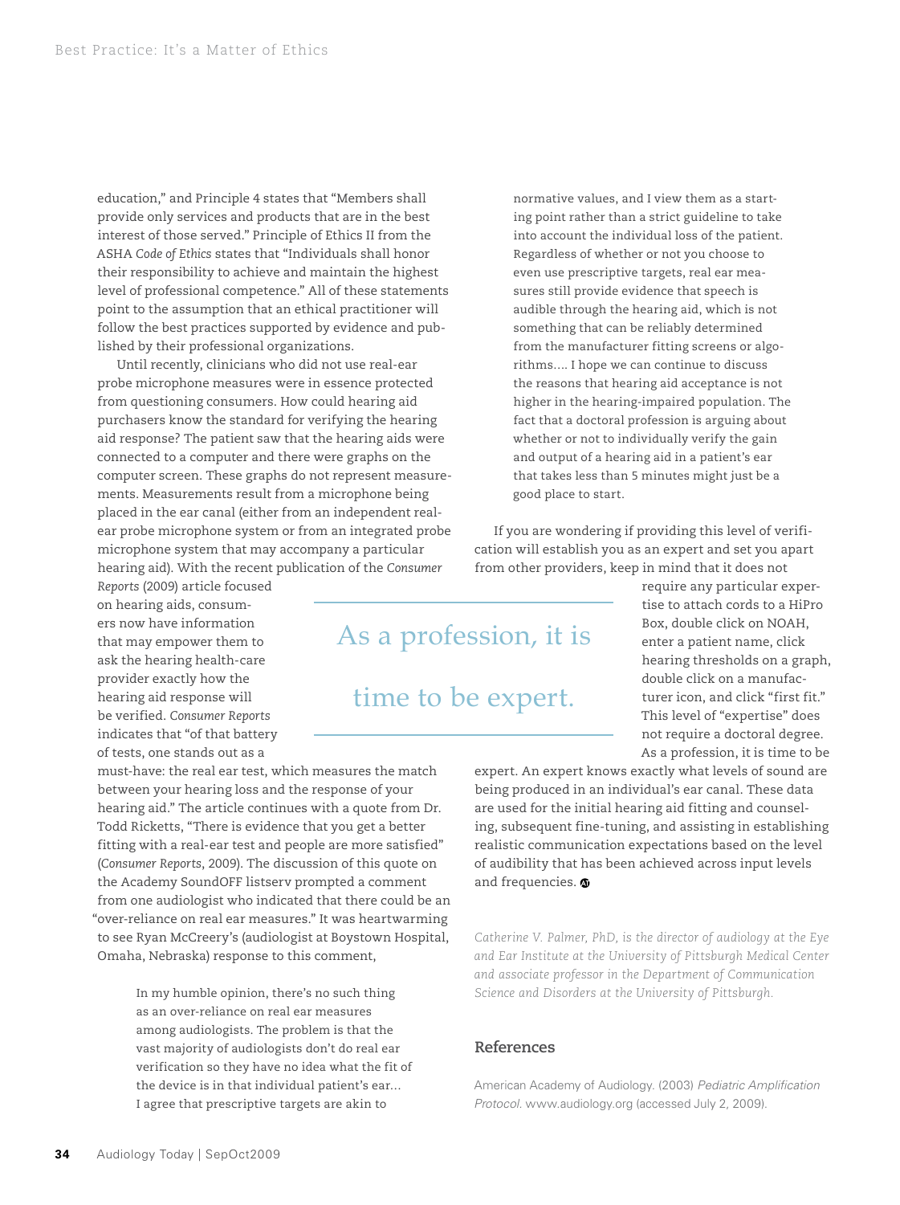education," and Principle 4 states that "Members shall provide only services and products that are in the best interest of those served." Principle of Ethics II from the ASHA *Code of Ethics* states that "Individuals shall honor their responsibility to achieve and maintain the highest level of professional competence." All of these statements point to the assumption that an ethical practitioner will follow the best practices supported by evidence and published by their professional organizations.

Until recently, clinicians who did not use real-ear probe microphone measures were in essence protected from questioning consumers. How could hearing aid purchasers know the standard for verifying the hearing aid response? The patient saw that the hearing aids were connected to a computer and there were graphs on the computer screen. These graphs do not represent measurements. Measurements result from a microphone being placed in the ear canal (either from an independent real-ear probe microphone system or from an integrated probe microphone system that may accompany a particular hearing aid). With the recent publication of the *Consumer Reports* (2009) article focused on hearing aids, consumers now have information that may empower them to ask the hearing health-care provider exactly how the hearing aid response will be verified. *Consumer Reports* indicates that "of that battery of tests, one stands out as a must-have: the real ear test, which measures the match between your hearing loss and the response of your hearing aid." The article continues with a quote from Dr. Todd Ricketts, "There is evidence that you get a better fitting with a real-ear test and people are more satisfied" (*Consumer Reports*, 2009). The discussion of this quote on the Academy SoundOFF listserv prompted a comment from one audiologist who indicated that there could be an "over-reliance on real ear measures." It was heartwarming to see Ryan McCreery's (audiologist at Boystown Hospital, Omaha, Nebraska) response to this comment,

> In my humble opinion, there's no such thing as an over-reliance on real ear measures among audiologists. The problem is that the vast majority of audiologists don't do real ear verification so they have no idea what the fit of the device is in that individual patient's ear… I agree that prescriptive targets are akin to normative values, and I view them as a starting point rather than a strict guideline to take into account the individual loss of the patient. Regardless of whether or not you choose to even use prescriptive targets, real ear measures still provide evidence that speech is audible through the hearing aid, which is not something that can be reliably determined from the manufacturer fitting screens or algorithms…. I hope we can continue to discuss the reasons that hearing aid acceptance is not higher in the hearing-impaired population. The fact that a doctoral profession is arguing about whether or not to individually verify the gain and output of a hearing aid in a patient's ear that takes less than 5 minutes might just be a good place to start.

If you are wondering if providing this level of verification will establish you as an expert and set you apart from other providers, keep in mind that it does not require any particular expertise to attach cords to a HiPro Box, double click on NOAH, enter a patient name, click hearing thresholds on a graph, double click on a manufacturer icon, and click "first fit." This level of "expertise" does not require a doctoral degree. As a profession, it is time to be expert. An expert knows exactly what levels of sound are being produced in an individual's ear canal. These data are used for the initial hearing aid fitting and counseling, subsequent fine-tuning, and assisting in establishing realistic communication expectations based on the level of audibility that has been achieved across input levels and frequencies.

> As a profession, it is time to be expert.

*Catherine V. Palmer, PhD, is the director of audiology at the Eye and Ear Institute at the University of Pittsburgh Medical Center and associate professor in the Department of Communication Science and Disorders at the University of Pittsburgh.*

## References

American Academy of Audiology. (2003) *Pediatric Amplification Protocol.* www.audiology.org (accessed July 2, 2009).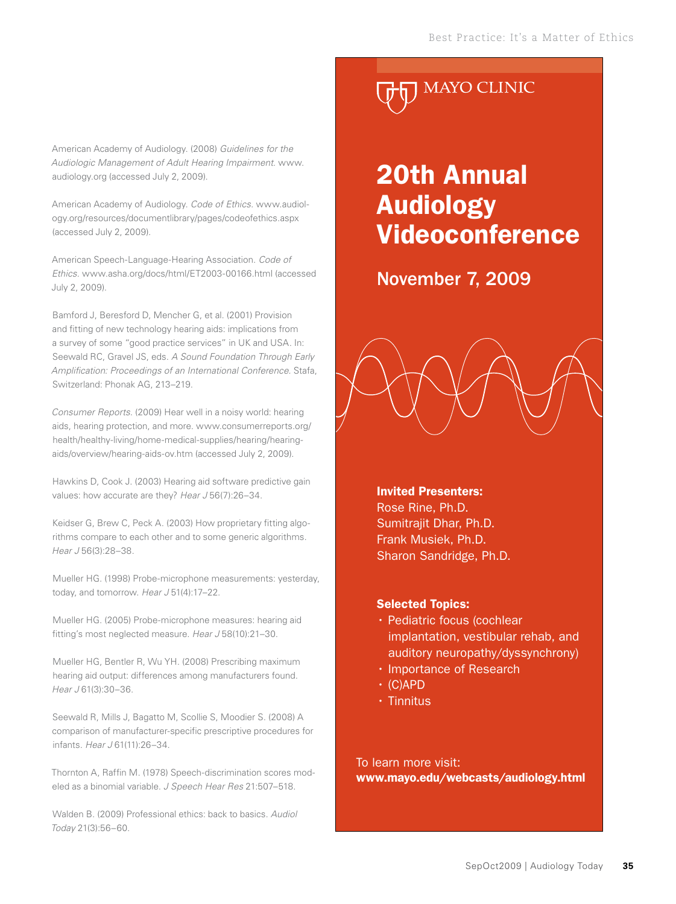American Academy of Audiology. (2008) *Guidelines for the Audiologic Management of Adult Hearing Impairment.* www.audiology.org (accessed July 2, 2009).

American Academy of Audiology. *Code of Ethics.* www.audiology.org/resources/documentlibrary/pages/codeofethics.aspx (accessed July 2, 2009).

American Speech-Language-Hearing Association. *Code of Ethics.* www.asha.org/docs/html/ET2003-00166.html (accessed July 2, 2009).

Bamford J, Beresford D, Mencher G, et al. (2001) Provision and fitting of new technology hearing aids: implications from a survey of some "good practice services" in UK and USA. In: Seewald RC, Gravel JS, eds. *A Sound Foundation Through Early Amplification: Proceedings of an International Conference.* Stafa, Switzerland: Phonak AG, 213–219.

*Consumer Reports.* (2009) Hear well in a noisy world: hearing aids, hearing protection, and more. www.consumerreports.org/health/healthy-living/home-medical-supplies/hearing/hearing-aids/overview/hearing-aids-ov.htm (accessed July 2, 2009).

Hawkins D, Cook J. (2003) Hearing aid software predictive gain values: how accurate are they? *Hear J* 56(7):26–34.

Keidser G, Brew C, Peck A. (2003) How proprietary fitting algorithms compare to each other and to some generic algorithms. *Hear J* 56(3):28–38.

Mueller HG. (1998) Probe-microphone measurements: yesterday, today, and tomorrow. *Hear J* 51(4):17–22.

Mueller HG. (2005) Probe-microphone measures: hearing aid fitting's most neglected measure. *Hear J* 58(10):21–30.

Mueller HG, Bentler R, Wu YH. (2008) Prescribing maximum hearing aid output: differences among manufacturers found. *Hear J* 61(3):30–36.

Seewald R, Mills J, Bagatto M, Scollie S, Moodier S. (2008) A comparison of manufacturer-specific prescriptive procedures for infants. *Hear J* 61(11):26–34.

Thornton A, Raffin M. (1978) Speech-discrimination scores modeled as a binomial variable. *J Speech Hear Res* 21:507–518.

Walden B. (2009) Professional ethics: back to basics. *Audiol Today* 21(3):56–60.

MAYO CLINIC

# 20th Annual Audiology Videoconference

## November 7, 2009

**Invited Presenters:**
Rose Rine, Ph.D.
Sumitrajit Dhar, Ph.D.
Frank Musiek, Ph.D.
Sharon Sandridge, Ph.D.

**Selected Topics:**

- Pediatric focus (cochlear implantation, vestibular rehab, and auditory neuropathy/dyssynchrony)
- Importance of Research
- (C)APD
- Tinnitus

To learn more visit:
**www.mayo.edu/webcasts/audiology.html**